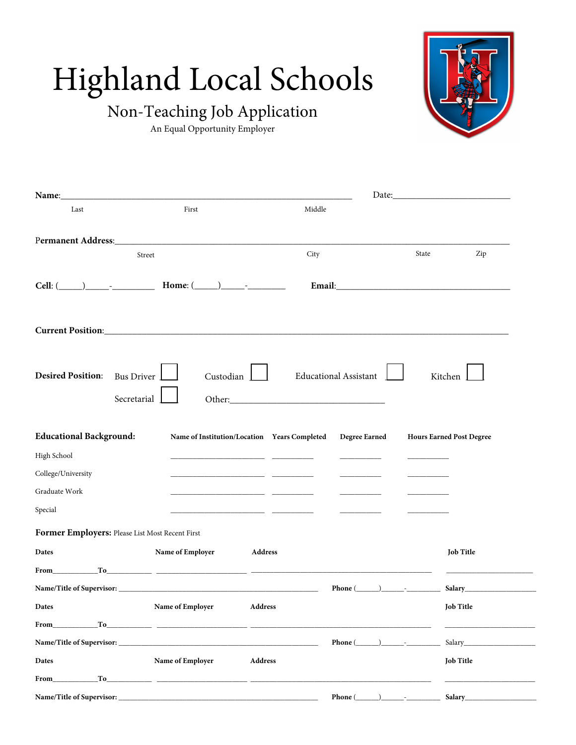# Highland Local Schools

## Non-Teaching Job Application

An Equal Opportunity Employer

**Name**:_____________________________________________________ Date:_______________________

Last First Middle

**Permanent Address**:_________________________________________________________________________

Street City State Zip

**Cell**: (_____)_____-_________ **Home**: (_____)_____-________ **Email**:_____________________________________

**Current Position**:_____________________________________________________________________________

**Desired Position**: Bus Driver ☐ Custodian ☐ Educational Assistant ☐ Kitchen ☐

Secretarial ☐ Other:______________________________

**Educational Background:**

| | Name of Institution/Location | Years Completed | Degree Earned | Hours Earned Post Degree |
|---|---|---|---|---|
| High School | ______________________ | __________ | __________ | __________ |
| College/University | ______________________ | __________ | __________ | __________ |
| Graduate Work | ______________________ | __________ | __________ | __________ |
| Special | ______________________ | __________ | __________ | __________ |

**Former Employers:** Please List Most Recent First

**Dates** **Name of Employer** **Address** **Job Title**

**From**___________**To**___________ ______________________ ____________________________________________ ______________________

**Name/Title of Supervisor:** ________________________________________________ **Phone** (______)______-_________ **Salary**__________________

**Dates** **Name of Employer** **Address** **Job Title**

**From**___________**To**___________ ______________________ ____________________________________________ ______________________

**Name/Title of Supervisor:** ________________________________________________ **Phone** (______)______-_________ Salary__________________

**Dates** **Name of Employer** **Address** **Job Title**

**From**___________**To**___________ ______________________ ____________________________________________ ______________________

**Name/Title of Supervisor:** ________________________________________________ **Phone** (______)______-_________ **Salary**__________________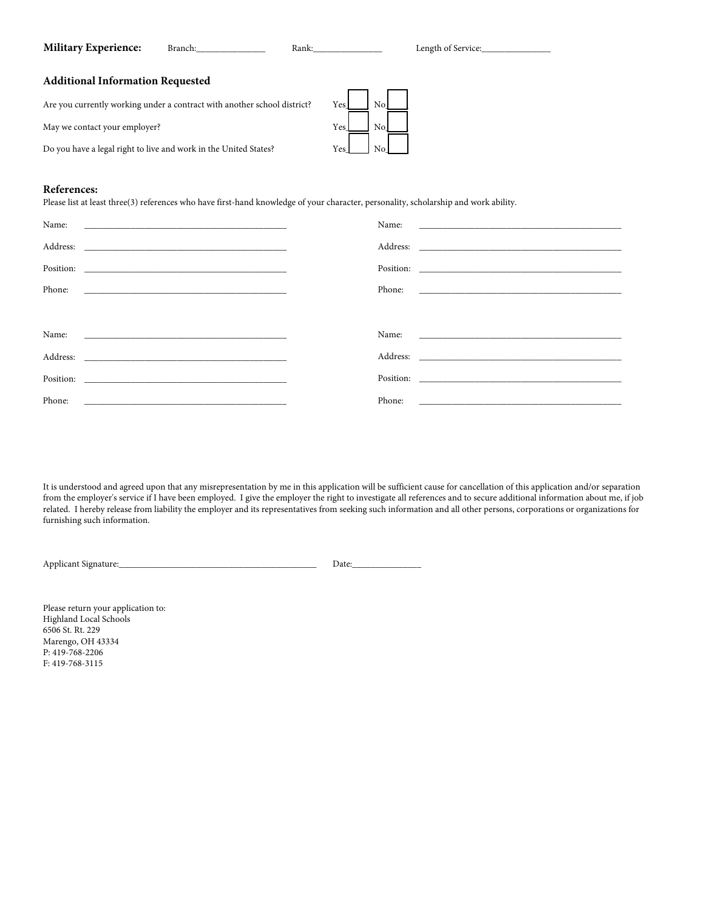**Military Experience:** Branch:_______________ Rank:_______________ Length of Service:_______________

### Additional Information Requested

Are you currently working under a contract with another school district? Yes☐ No☐

May we contact your employer? Yes☐ No☐

Do you have a legal right to live and work in the United States? Yes☐ No☐

### References:

Please list at least three(3) references who have first-hand knowledge of your character, personality, scholarship and work ability.

Name: _______________________________________________

Address: _______________________________________________

Position: _______________________________________________

Phone: _______________________________________________

Name: _______________________________________________

Address: _______________________________________________

Position: _______________________________________________

Phone: _______________________________________________

Name: _______________________________________________

Address: _______________________________________________

Position: _______________________________________________

Phone: _______________________________________________

Name: _______________________________________________

Address: _______________________________________________

Position: _______________________________________________

Phone: _______________________________________________

It is understood and agreed upon that any misrepresentation by me in this application will be sufficient cause for cancellation of this application and/or separation from the employer's service if I have been employed. I give the employer the right to investigate all references and to secure additional information about me, if job related. I hereby release from liability the employer and its representatives from seeking such information and all other persons, corporations or organizations for furnishing such information.

Applicant Signature:_____________________________________________ Date:_______________

Please return your application to:
Highland Local Schools
6506 St. Rt. 229
Marengo, OH 43334
P: 419-768-2206
F: 419-768-3115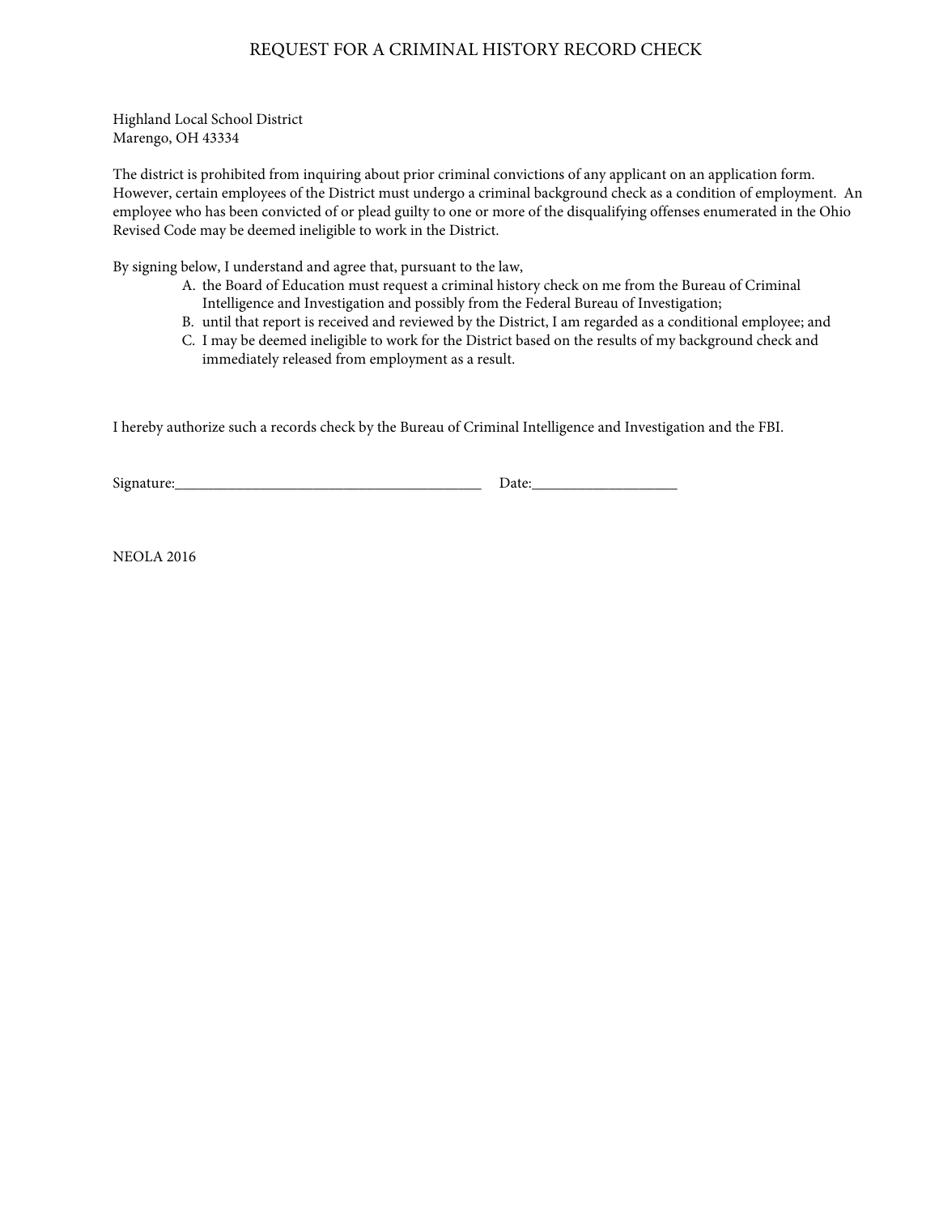# REQUEST FOR A CRIMINAL HISTORY RECORD CHECK

Highland Local School District
Marengo, OH 43334

The district is prohibited from inquiring about prior criminal convictions of any applicant on an application form. However, certain employees of the District must undergo a criminal background check as a condition of employment. An employee who has been convicted of or plead guilty to one or more of the disqualifying offenses enumerated in the Ohio Revised Code may be deemed ineligible to work in the District.

By signing below, I understand and agree that, pursuant to the law,

A. the Board of Education must request a criminal history check on me from the Bureau of Criminal Intelligence and Investigation and possibly from the Federal Bureau of Investigation;
B. until that report is received and reviewed by the District, I am regarded as a conditional employee; and
C. I may be deemed ineligible to work for the District based on the results of my background check and immediately released from employment as a result.

I hereby authorize such a records check by the Bureau of Criminal Intelligence and Investigation and the FBI.

Signature:_________________________________________ Date:___________________

NEOLA 2016